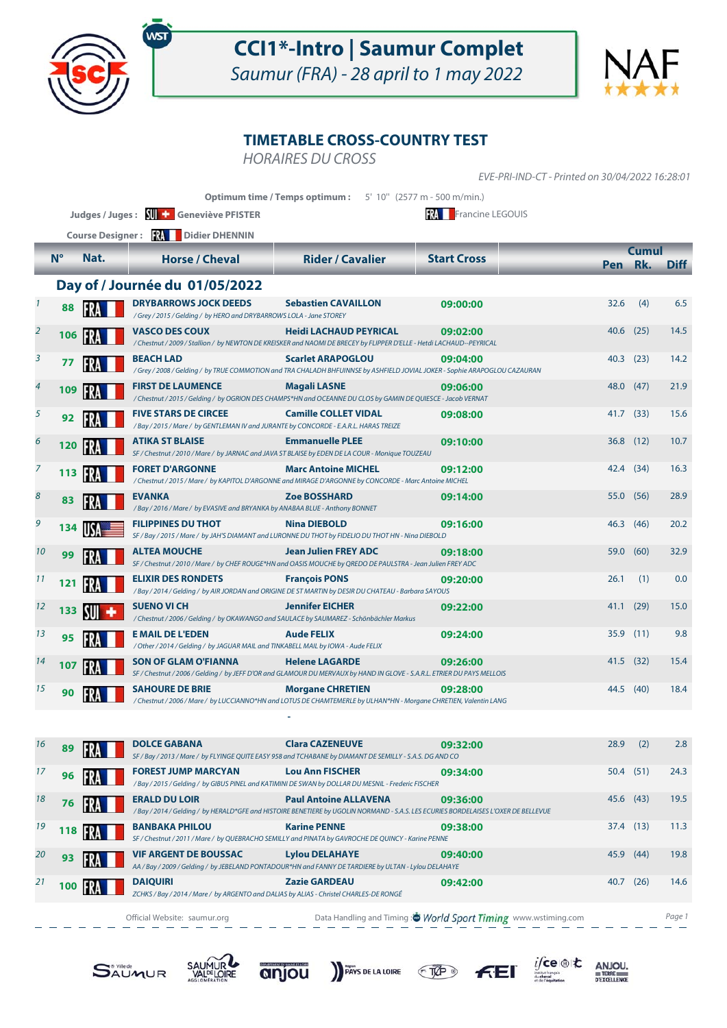# CCI1*-Intro | Saumur Complet

*Saumur (FRA) - 28 april to 1 may 2022*

## TIMETABLE CROSS-COUNTRY TEST

*HORAIRES DU CROSS*

*EVE-PRI-IND-CT - Printed on 30/04/2022 16:28:01*

**Optimum time / Temps optimum :** 5' 10'' (2577 m - 500 m/min.)

**Judges / Juges :** SUI Geneviève PFISTER — FRA Francine LEGOUIS

**Course Designer :** FRA Didier DHENNIN

### Day of / Journée du 01/05/2022

| | N° | Nat. | Horse / Cheval | Rider / Cavalier | Start Cross | Cumul Pen | Cumul Rk. | Diff |
|---|---|---|---|---|---|---|---|---|
| 1 | 88 | FRA | **DRYBARROWS JOCK DEEDS** *Grey / 2015 / Gelding / by HERO and DRYBARROWS LOLA - Jane STOREY* | **Sebastien CAVAILLON** | 09:00:00 | 32.6 | (4) | 6.5 |
| 2 | 106 | FRA | **VASCO DES COUX** *Chestnut / 2009 / Stallion / by NEWTON DE KREISKER and NAOMI DE BRECEY by FLIPPER D'ELLE - Hetdi LACHAUD--PEYRICAL* | **Heidi LACHAUD PEYRICAL** | 09:02:00 | 40.6 | (25) | 14.5 |
| 3 | 77 | FRA | **BEACH LAD** *Grey / 2008 / Gelding / by TRUE COMMOTION and TRA CHALADH BHFUINNSE by ASHFIELD JOVIAL JOKER - Sophie ARAPOGLOU CAZAURAN* | **Scarlet ARAPOGLOU** | 09:04:00 | 40.3 | (23) | 14.2 |
| 4 | 109 | FRA | **FIRST DE LAUMENCE** *Chestnut / 2015 / Gelding / by OGRION DES CHAMPS*HN and OCEANNE DU CLOS by GAMIN DE QUIESCE - Jacob VERNAT* | **Magali LASNE** | 09:06:00 | 48.0 | (47) | 21.9 |
| 5 | 92 | FRA | **FIVE STARS DE CIRCEE** *Bay / 2015 / Mare / by GENTLEMAN IV and JURANTE by CONCORDE - E.A.R.L. HARAS TREIZE* | **Camille COLLET VIDAL** | 09:08:00 | 41.7 | (33) | 15.6 |
| 6 | 120 | FRA | **ATIKA ST BLAISE** *SF / Chestnut / 2010 / Mare / by JARNAC and JAVA ST BLAISE by EDEN DE LA COUR - Monique TOUZEAU* | **Emmanuelle PLEE** | 09:10:00 | 36.8 | (12) | 10.7 |
| 7 | 113 | FRA | **FORET D'ARGONNE** *Chestnut / 2015 / Mare / by KAPITOL D'ARGONNE and MIRAGE D'ARGONNE by CONCORDE - Marc Antoine MICHEL* | **Marc Antoine MICHEL** | 09:12:00 | 42.4 | (34) | 16.3 |
| 8 | 83 | FRA | **EVANKA** *Bay / 2016 / Mare / by EVASIVE and BRYANKA by ANABAA BLUE - Anthony BONNET* | **Zoe BOSSHARD** | 09:14:00 | 55.0 | (56) | 28.9 |
| 9 | 134 | USA | **FILIPPINES DU THOT** *SF / Bay / 2015 / Mare / by JAH'S DIAMANT and LURONNE DU THOT by FIDELIO DU THOT HN - Nina DIEBOLD* | **Nina DIEBOLD** | 09:16:00 | 46.3 | (46) | 20.2 |
| 10 | 99 | FRA | **ALTEA MOUCHE** *SF / Chestnut / 2010 / Mare / by CHEF ROUGE*HN and OASIS MOUCHE by QREDO DE PAULSTRA - Jean Julien FREY ADC* | **Jean Julien FREY ADC** | 09:18:00 | 59.0 | (60) | 32.9 |
| 11 | 121 | FRA | **ELIXIR DES RONDETS** *Bay / 2014 / Gelding / by AIR JORDAN and ORIGINE DE ST MARTIN by DESIR DU CHATEAU - Barbara SAYOUS* | **François PONS** | 09:20:00 | 26.1 | (1) | 0.0 |
| 12 | 133 | SUI | **SUENO VI CH** *Chestnut / 2006 / Gelding / by OKAWANGO and SAULACE by SAUMAREZ - Schönbächler Markus* | **Jennifer EICHER** | 09:22:00 | 41.1 | (29) | 15.0 |
| 13 | 95 | FRA | **E MAIL DE L'EDEN** *Other / 2014 / Gelding / by JAGUAR MAIL and TINKABELL MAIL by IOWA - Aude FELIX* | **Aude FELIX** | 09:24:00 | 35.9 | (11) | 9.8 |
| 14 | 107 | FRA | **SON OF GLAM O'FIANNA** *SF / Chestnut / 2006 / Gelding / by JEFF D'OR and GLAMOUR DU MERVAUX by HAND IN GLOVE - S.A.R.L. ETRIER DU PAYS MELLOIS* | **Helene LAGARDE** | 09:26:00 | 41.5 | (32) | 15.4 |
| 15 | 90 | FRA | **SAHOURE DE BRIE** *Chestnut / 2006 / Mare / by LUCCIANNO*HN and LOTUS DE CHAMTEMERLE by ULHAN*HN - Morgane CHRETIEN, Valentin LANG* | **Morgane CHRETIEN** | 09:28:00 | 44.5 | (40) | 18.4 |
| | | | - | | | | | |
| 16 | 89 | FRA | **DOLCE GABANA** *SF / Bay / 2013 / Mare / by FLYINGE QUITE EASY 958 and TCHABANE by DIAMANT DE SEMILLY - S.A.S. DG AND CO* | **Clara CAZENEUVE** | 09:32:00 | 28.9 | (2) | 2.8 |
| 17 | 96 | FRA | **FOREST JUMP MARCYAN** *Bay / 2015 / Gelding / by GIBUS PINEL and KATIMINI DE SWAN by DOLLAR DU MESNIL - Frederic FISCHER* | **Lou Ann FISCHER** | 09:34:00 | 50.4 | (51) | 24.3 |
| 18 | 76 | FRA | **ERALD DU LOIR** *Bay / 2014 / Gelding / by HERALD*GFE and HISTOIRE BENETIERE by UGOLIN NORMAND - S.A.S. LES ECURIES BORDELAISES L'OXER DE BELLEVUE* | **Paul Antoine ALLAVENA** | 09:36:00 | 45.6 | (43) | 19.5 |
| 19 | 118 | FRA | **BANBAKA PHILOU** *SF / Chestnut / 2011 / Mare / by QUEBRACHO SEMILLY and PINATA by GAVROCHE DE QUINCY - Karine PENNE* | **Karine PENNE** | 09:38:00 | 37.4 | (13) | 11.3 |
| 20 | 93 | FRA | **VIF ARGENT DE BOUSSAC** *AA / Bay / 2009 / Gelding / by JEBELAND PONTADOUR*HN and FANNY DE TARDIERE by ULTAN - Lylou DELAHAYE* | **Lylou DELAHAYE** | 09:40:00 | 45.9 | (44) | 19.8 |
| 21 | 100 | FRA | **DAIQUIRI** *ZCHKS / Bay / 2014 / Mare / by ARGENTO and DALIAS by ALIAS - Christel CHARLES-DE RONGÉ* | **Zazie GARDEAU** | 09:42:00 | 40.7 | (26) | 14.6 |

Official Website: saumur.org — Data Handling and Timing: World Sport Timing www.wstiming.com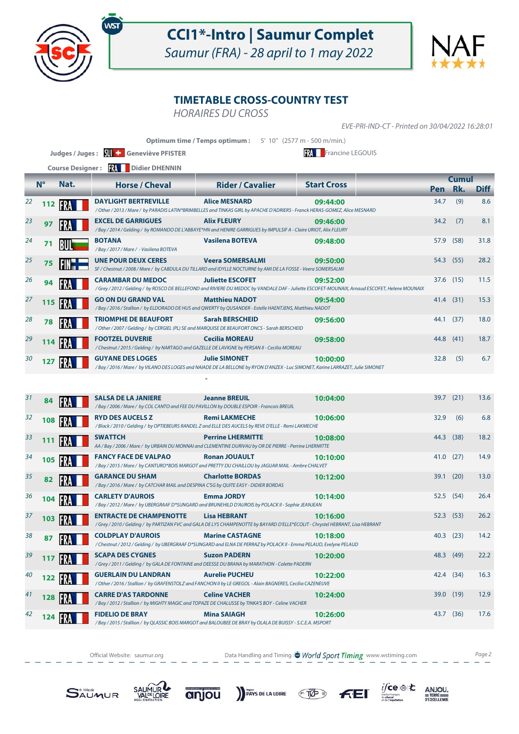# CCI1*-Intro | Saumur Complet

*Saumur (FRA) - 28 april to 1 may 2022*

## TIMETABLE CROSS-COUNTRY TEST

*HORAIRES DU CROSS*

*EVE-PRI-IND-CT - Printed on 30/04/2022 16:28:01*

**Optimum time / Temps optimum :** 5' 10'' (2577 m - 500 m/min.)

**Judges / Juges :** SUI Geneviève PFISTER — FRA Francine LEGOUIS

**Course Designer :** FRA Didier DHENNIN

| | N° | Nat. | Horse / Cheval | Rider / Cavalier | Start Cross | Cumul Pen | Cumul Rk. | Cumul Diff |
|---|---|---|---|---|---|---|---|---|
| 22 | 112 | FRA | **DAYLIGHT BERTREVILLE** <br> */ Other / 2013 / Mare / by PARADIS LATIN*BRIMBELLES and TINKAS GIRL by APACHE D'ADRIERS - Franck HERAS-GOMEZ, Alice MESNARD* | **Alice MESNARD** | 09:44:00 | 34.7 | (9) | 8.6 |
| 23 | 97 | FRA | **EXCEL DE GARRIGUES** <br> */ Bay / 2014 / Gelding / by ROMANDO DE L'ABBAYE*HN and HENIRE GARRIGUES by IMPULSIF A - Claire URIOT, Alix FLEURY* | **Alix FLEURY** | 09:46:00 | 34.2 | (7) | 8.1 |
| 24 | 71 | BUL | **BOTANA** <br> */ Bay / 2017 / Mare / - Vasilena BOTEVA* | **Vasilena BOTEVA** | 09:48:00 | 57.9 | (58) | 31.8 |
| 25 | 75 | FIN | **UNE POUR DEUX CERES** <br> *SF / Chestnut / 2008 / Mare / by CABDULA DU TILLARD and IDYLLE NOCTURNE by AMI DE LA FOSSE - Veera SOMERSALMI* | **Veera SOMERSALMI** | 09:50:00 | 54.3 | (55) | 28.2 |
| 26 | 94 | FRA | **CARAMBAR DU MEDOC** <br> */ Grey / 2012 / Gelding / by ROSCO DE BELLEFOND and RIVIERE DU MEDOC by VANDALE DAF - Juliette ESCOFET-MOUNAIX, Arnaud ESCOFET, Helene MOUNAIX* | **Juliette ESCOFET** | 09:52:00 | 37.6 | (15) | 11.5 |
| 27 | 115 | FRA | **GO ON DU GRAND VAL** <br> */ Bay / 2016 / Stallion / by ELDORADO DE HUS and QWERTY by QUSANDER - Estelle HAENTJENS, Matthieu NADOT* | **Matthieu NADOT** | 09:54:00 | 41.4 | (31) | 15.3 |
| 28 | 78 | FRA | **TRIOMPHE DE BEAUFORT** <br> */ Other / 2007 / Gelding / by CERGIEL (PL) SE and MARQUISE DE BEAUFORT ONCS - Sarah BERSCHEID* | **Sarah BERSCHEID** | 09:56:00 | 44.1 | (37) | 18.0 |
| 29 | 114 | FRA | **FOOTZEL DUVERIE** <br> */ Chestnut / 2015 / Gelding / by NARTAGO and GAZELLE DE LAVIGNE by PERSAN II - Cecilia MOREAU* | **Cecilia MOREAU** | 09:58:00 | 44.8 | (41) | 18.7 |
| 30 | 127 | FRA | **GUYANE DES LOGES** <br> */ Bay / 2016 / Mare / by VILANO DES LOGES and NAIADE DE LA BELLONE by RYON D'ANZEX - Luc SIMONET, Karine LARRAZET, Julie SIMONET* | **Julie SIMONET** | 10:00:00 | 32.8 | (5) | 6.7 |
| 31 | 84 | FRA | **SALSA DE LA JANIERE** <br> */ Bay / 2006 / Mare / by COL CANTO and FEE DU PAVILLON by DOUBLE ESPOIR - Francois BREUIL* | **Jeanne BREUIL** | 10:04:00 | 39.7 | (21) | 13.6 |
| 32 | 108 | FRA | **RYD DES AUCELS Z** <br> */ Black / 2010 / Gelding / by OPTIEBEURS RANDEL Z and ELLE DES AUCELS by REVE D'ELLE - Remi LAKMECHE* | **Remi LAKMECHE** | 10:06:00 | 32.9 | (6) | 6.8 |
| 33 | 111 | FRA | **SWATTCH** <br> *AA / Bay / 2006 / Mare / by URBAIN DU MONNAI and CLEMENTINE DURIVAU by OR DE PIERRE - Perrine LHERMITTE* | **Perrine LHERMITTE** | 10:08:00 | 44.3 | (38) | 18.2 |
| 34 | 105 | FRA | **FANCY FACE DE VALPAO** <br> */ Bay / 2015 / Mare / by CANTURO*BOIS MARGOT and PRETTY DU CHAILLOU by JAGUAR MAIL - Ambre CHALVET* | **Ronan JOUAULT** | 10:10:00 | 41.0 | (27) | 14.9 |
| 35 | 82 | FRA | **GARANCE DU SHAM** <br> */ Bay / 2016 / Mare / by CATCHAR MAIL and DESPINA C'SG by QUITE EASY - DIDIER BORDAS* | **Charlotte BORDAS** | 10:12:00 | 39.1 | (20) | 13.0 |
| 36 | 104 | FRA | **CARLETY D'AUROIS** <br> */ Bay / 2012 / Mare / by UBERGRAAF D*SUNGARD and BRUNEHILD D'AUROIS by POLACK II - Sophie JEANJEAN* | **Emma JORDY** | 10:14:00 | 52.5 | (54) | 26.4 |
| 37 | 103 | FRA | **ENTRACTE DE CHAMPENOTTE** <br> */ Grey / 2010 / Gelding / by PARTIZAN FVC and GALA DE LYS CHAMPENOTTE by BAYARD D'ELLE*ECOLIT - Chrystel HEBRANT, Lisa HEBRANT* | **Lisa HEBRANT** | 10:16:00 | 52.3 | (53) | 26.2 |
| 38 | 87 | FRA | **COLDPLAY D'AUROIS** <br> */ Chestnut / 2012 / Gelding / by UBERGRAAF D*SUNGARD and ELNA DE PERRAZ by POLACK II - Emma PELAUD, Evelyne PELAUD* | **Marine CASTAGNE** | 10:18:00 | 40.3 | (23) | 14.2 |
| 39 | 117 | FRA | **SCAPA DES CYGNES** <br> */ Grey / 2011 / Gelding / by GALA DE FONTAINE and DEESSE DU BRANA by MARATHON - Colette PADERN* | **Suzon PADERN** | 10:20:00 | 48.3 | (49) | 22.2 |
| 40 | 122 | FRA | **GUERLAIN DU LANDRAN** <br> */ Other / 2016 / Stallion / by GRAFENSTOLZ and FANCHON II by LE GREGOL - Alain BAGNERES, Cecilia CAZENEUVE* | **Aurelie PUCHEU** | 10:22:00 | 42.4 | (34) | 16.3 |
| 41 | 128 | FRA | **CARRE D'AS TARDONNE** <br> */ Bay / 2012 / Stallion / by MIGHTY MAGIC and TOPAZE DE CHALUSSE by TINKA'S BOY - Celine VACHER* | **Celine VACHER** | 10:24:00 | 39.0 | (19) | 12.9 |
| 42 | 124 | FRA | **FIDELIO DE BRAY** <br> */ Bay / 2015 / Stallion / by QLASSIC BOIS MARGOT and BALOUBEE DE BRAY by OLALA DE BUISSY - S.C.E.A. MSPORT* | **Mina SAIAGH** | 10:26:00 | 43.7 | (36) | 17.6 |

Official Website: saumur.org — Data Handling and Timing : World Sport Timing www.wstiming.com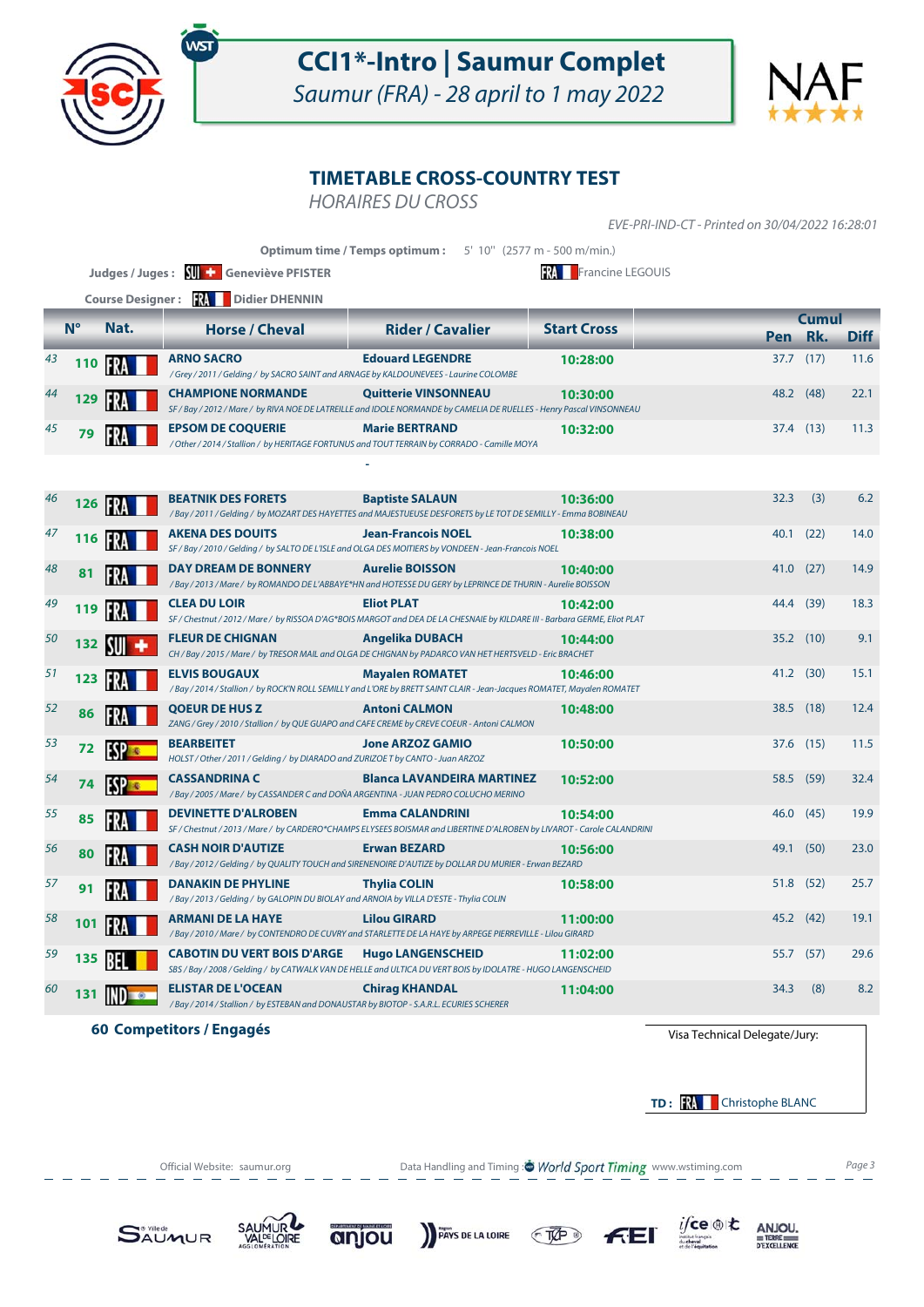# CCI1*-Intro | Saumur Complet

*Saumur (FRA) - 28 april to 1 may 2022*

## TIMETABLE CROSS-COUNTRY TEST

*HORAIRES DU CROSS*

*EVE-PRI-IND-CT - Printed on 30/04/2022 16:28:01*

**Optimum time / Temps optimum :** 5' 10'' (2577 m - 500 m/min.)

**Judges / Juges :** SUI Geneviève PFISTER — FRA Francine LEGOUIS

**Course Designer :** FRA Didier DHENNIN

| | N° | Nat. | Horse / Cheval | Rider / Cavalier | Start Cross | Cumul Pen | Cumul Rk. | Cumul Diff |
|---|---|---|---|---|---|---|---|---|
| 43 | 110 | FRA | **ARNO SACRO**<br>/ Grey / 2011 / Gelding / by SACRO SAINT and ARNAGE by KALDOUNEVEES - Laurine COLOMBE | **Edouard LEGENDRE** | 10:28:00 | 37.7 | (17) | 11.6 |
| 44 | 129 | FRA | **CHAMPIONE NORMANDE**<br>SF / Bay / 2012 / Mare / by RIVA NOE DE LATREILLE and IDOLE NORMANDE by CAMELIA DE RUELLES - Henry Pascal VINSONNEAU | **Quitterie VINSONNEAU** | 10:30:00 | 48.2 | (48) | 22.1 |
| 45 | 79 | FRA | **EPSOM DE COQUERIE**<br>/ Other / 2014 / Stallion / by HERITAGE FORTUNUS and TOUT TERRAIN by CORRADO - Camille MOYA | **Marie BERTRAND** | 10:32:00 | 37.4 | (13) | 11.3 |
| | | | | - | | | | |
| 46 | 126 | FRA | **BEATNIK DES FORETS**<br>/ Bay / 2011 / Gelding / by MOZART DES HAYETTES and MAJESTUEUSE DESFORETS by LE TOT DE SEMILLY - Emma BOBINEAU | **Baptiste SALAUN** | 10:36:00 | 32.3 | (3) | 6.2 |
| 47 | 116 | FRA | **AKENA DES DOUITS**<br>SF / Bay / 2010 / Gelding / by SALTO DE L'ISLE and OLGA DES MOITIERS by VONDEEN - Jean-Francois NOEL | **Jean-Francois NOEL** | 10:38:00 | 40.1 | (22) | 14.0 |
| 48 | 81 | FRA | **DAY DREAM DE BONNERY**<br>/ Bay / 2013 / Mare / by ROMANDO DE L'ABBAYE*HN and HOTESSE DU GERY by LEPRINCE DE THURIN - Aurelie BOISSON | **Aurelie BOISSON** | 10:40:00 | 41.0 | (27) | 14.9 |
| 49 | 119 | FRA | **CLEA DU LOIR**<br>SF / Chestnut / 2012 / Mare / by RISSOA D'AG*BOIS MARGOT and DEA DE LA CHESNAIE by KILDARE III - Barbara GERME, Eliot PLAT | **Eliot PLAT** | 10:42:00 | 44.4 | (39) | 18.3 |
| 50 | 132 | SUI | **FLEUR DE CHIGNAN**<br>CH / Bay / 2015 / Mare / by TRESOR MAIL and OLGA DE CHIGNAN by PADARCO VAN HET HERTSVELD - Eric BRACHET | **Angelika DUBACH** | 10:44:00 | 35.2 | (10) | 9.1 |
| 51 | 123 | FRA | **ELVIS BOUGAUX**<br>/ Bay / 2014 / Stallion / by ROCK'N ROLL SEMILLY and L'ORE by BRETT SAINT CLAIR - Jean-Jacques ROMATET, Mayalen ROMATET | **Mayalen ROMATET** | 10:46:00 | 41.2 | (30) | 15.1 |
| 52 | 86 | FRA | **QOEUR DE HUS Z**<br>ZANG / Grey / 2010 / Stallion / by QUE GUAPO and CAFE CREME by CREVE COEUR - Antoni CALMON | **Antoni CALMON** | 10:48:00 | 38.5 | (18) | 12.4 |
| 53 | 72 | ESP | **BEARBEITET**<br>HOLST / Other / 2011 / Gelding / by DIARADO and ZURIZOE T by CANTO - Juan ARZOZ | **Jone ARZOZ GAMIO** | 10:50:00 | 37.6 | (15) | 11.5 |
| 54 | 74 | ESP | **CASSANDRINA C**<br>/ Bay / 2005 / Mare / by CASSANDER C and DOÑA ARGENTINA - JUAN PEDRO COLUCHO MERINO | **Blanca LAVANDEIRA MARTINEZ** | 10:52:00 | 58.5 | (59) | 32.4 |
| 55 | 85 | FRA | **DEVINETTE D'ALROBEN**<br>SF / Chestnut / 2013 / Mare / by CARDERO*CHAMPS ELYSEES BOISMAR and LIBERTINE D'ALROBEN by LIVAROT - Carole CALANDRINI | **Emma CALANDRINI** | 10:54:00 | 46.0 | (45) | 19.9 |
| 56 | 80 | FRA | **CASH NOIR D'AUTIZE**<br>/ Bay / 2012 / Gelding / by QUALITY TOUCH and SIRENENOIRE D'AUTIZE by DOLLAR DU MURIER - Erwan BEZARD | **Erwan BEZARD** | 10:56:00 | 49.1 | (50) | 23.0 |
| 57 | 91 | FRA | **DANAKIN DE PHYLINE**<br>/ Bay / 2013 / Gelding / by GALOPIN DU BIOLAY and ARNOIA by VILLA D'ESTE - Thylia COLIN | **Thylia COLIN** | 10:58:00 | 51.8 | (52) | 25.7 |
| 58 | 101 | FRA | **ARMANI DE LA HAYE**<br>/ Bay / 2010 / Mare / by CONTENDRO DE CUVRY and STARLETTE DE LA HAYE by ARPEGE PIERREVILLE - Lilou GIRARD | **Lilou GIRARD** | 11:00:00 | 45.2 | (42) | 19.1 |
| 59 | 135 | BEL | **CABOTIN DU VERT BOIS D'ARGE**<br>SBS / Bay / 2008 / Gelding / by CATWALK VAN DE HELLE and ULTICA DU VERT BOIS by IDOLATRE - HUGO LANGENSCHEID | **Hugo LANGENSCHEID** | 11:02:00 | 55.7 | (57) | 29.6 |
| 60 | 131 | IND | **ELISTAR DE L'OCEAN**<br>/ Bay / 2014 / Stallion / by ESTEBAN and DONAUSTAR by BIOTOP - S.A.R.L. ECURIES SCHERER | **Chirag KHANDAL** | 11:04:00 | 34.3 | (8) | 8.2 |

**60 Competitors / Engagés**

Visa Technical Delegate/Jury:

**TD :** FRA Christophe BLANC

Official Website: saumur.org — Data Handling and Timing : World Sport Timing www.wstiming.com